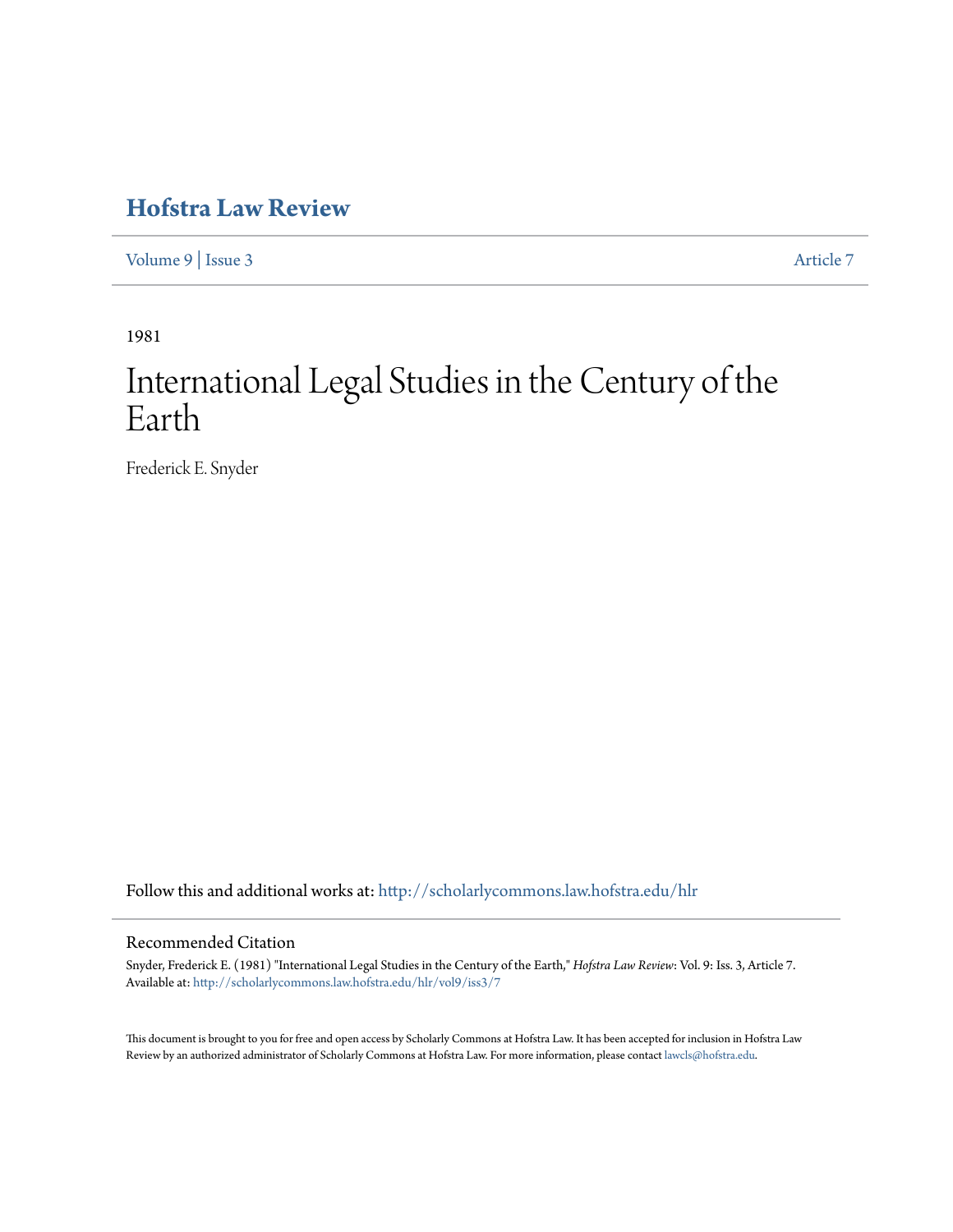# Hofstra Law Review

Volume 9 | Issue 3 Article 7

1981

# International Legal Studies in the Century of the Earth

Frederick E. Snyder

Follow this and additional works at: http://scholarlycommons.law.hofstra.edu/hlr

## Recommended Citation

Snyder, Frederick E. (1981) "International Legal Studies in the Century of the Earth," *Hofstra Law Review*: Vol. 9: Iss. 3, Article 7.
Available at: http://scholarlycommons.law.hofstra.edu/hlr/vol9/iss3/7

This document is brought to you for free and open access by Scholarly Commons at Hofstra Law. It has been accepted for inclusion in Hofstra Law Review by an authorized administrator of Scholarly Commons at Hofstra Law. For more information, please contact lawcls@hofstra.edu.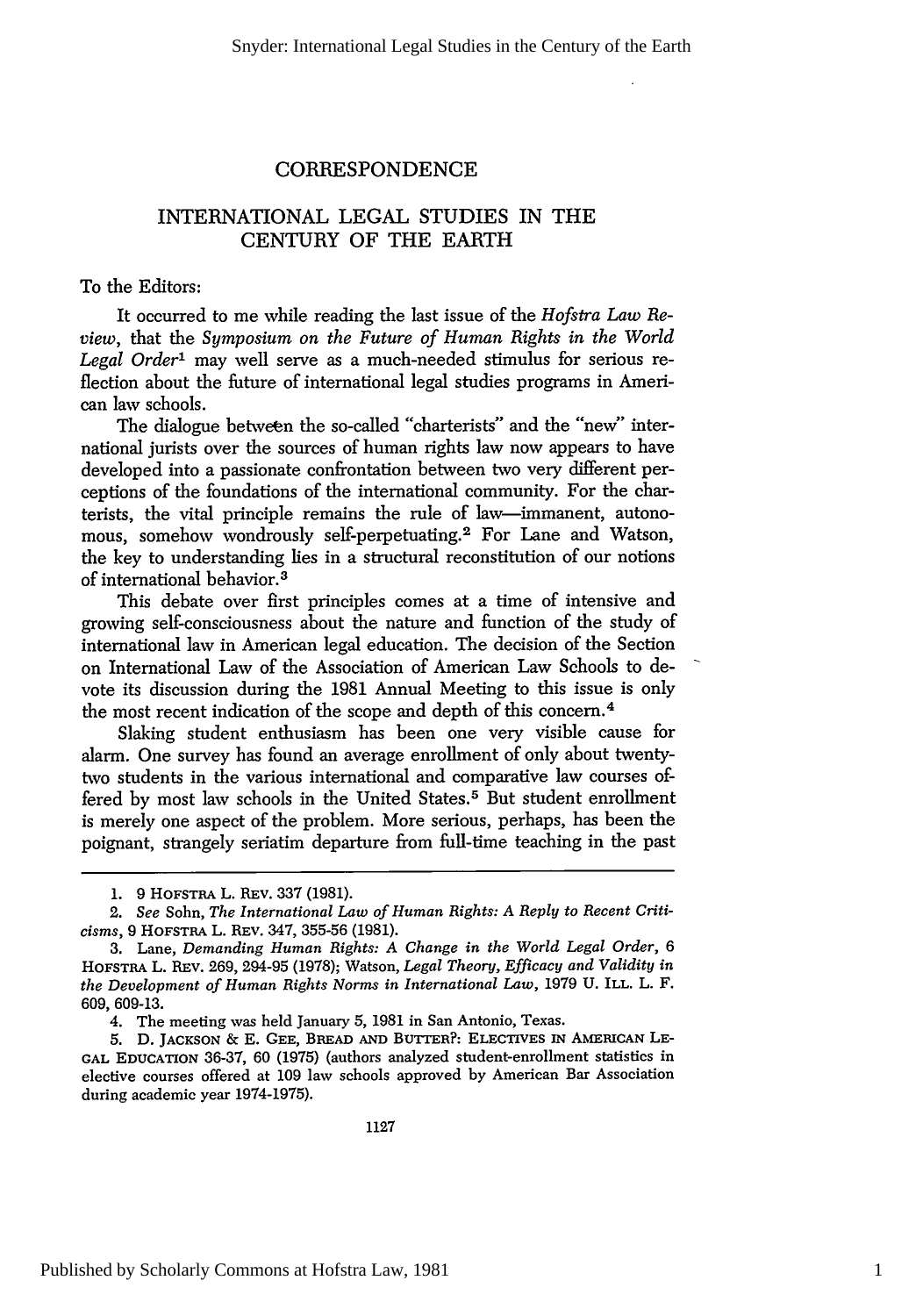# CORRESPONDENCE

## INTERNATIONAL LEGAL STUDIES IN THE CENTURY OF THE EARTH

To the Editors:

It occurred to me while reading the last issue of the *Hofstra Law Review*, that the *Symposium on the Future of Human Rights in the World Legal Order*[1] may well serve as a much-needed stimulus for serious reflection about the future of international legal studies programs in American law schools.

The dialogue between the so-called "charterists" and the "new" international jurists over the sources of human rights law now appears to have developed into a passionate confrontation between two very different perceptions of the foundations of the international community. For the charterists, the vital principle remains the rule of law—immanent, autonomous, somehow wondrously self-perpetuating.[2] For Lane and Watson, the key to understanding lies in a structural reconstitution of our notions of international behavior.[3]

This debate over first principles comes at a time of intensive and growing self-consciousness about the nature and function of the study of international law in American legal education. The decision of the Section on International Law of the Association of American Law Schools to devote its discussion during the 1981 Annual Meeting to this issue is only the most recent indication of the scope and depth of this concern.[4]

Slaking student enthusiasm has been one very visible cause for alarm. One survey has found an average enrollment of only about twenty-two students in the various international and comparative law courses offered by most law schools in the United States.[5] But student enrollment is merely one aspect of the problem. More serious, perhaps, has been the poignant, strangely seriatim departure from full-time teaching in the past

---

1. 9 HOFSTRA L. REV. 337 (1981).

2. *See* Sohn, *The International Law of Human Rights: A Reply to Recent Criticisms*, 9 HOFSTRA L. REV. 347, 355-56 (1981).

3. Lane, *Demanding Human Rights: A Change in the World Legal Order*, 6 HOFSTRA L. REV. 269, 294-95 (1978); Watson, *Legal Theory, Efficacy and Validity in the Development of Human Rights Norms in International Law*, 1979 U. ILL. L. F. 609, 609-13.

4. The meeting was held January 5, 1981 in San Antonio, Texas.

5. D. JACKSON & E. GEE, BREAD AND BUTTER?: ELECTIVES IN AMERICAN LEGAL EDUCATION 36-37, 60 (1975) (authors analyzed student-enrollment statistics in elective courses offered at 109 law schools approved by American Bar Association during academic year 1974-1975).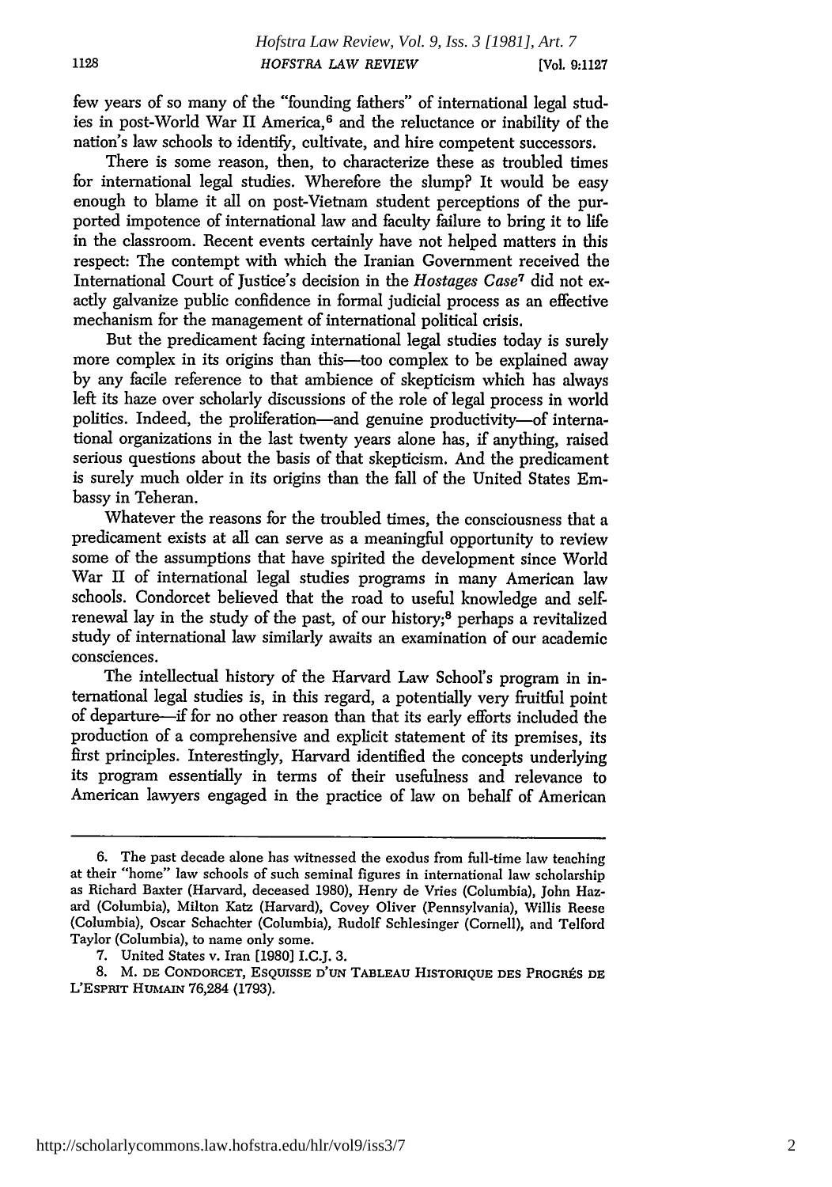few years of so many of the "founding fathers" of international legal studies in post-World War II America,[6] and the reluctance or inability of the nation's law schools to identify, cultivate, and hire competent successors.

There is some reason, then, to characterize these as troubled times for international legal studies. Wherefore the slump? It would be easy enough to blame it all on post-Vietnam student perceptions of the purported impotence of international law and faculty failure to bring it to life in the classroom. Recent events certainly have not helped matters in this respect: The contempt with which the Iranian Government received the International Court of Justice's decision in the *Hostages Case*[7] did not exactly galvanize public confidence in formal judicial process as an effective mechanism for the management of international political crisis.

But the predicament facing international legal studies today is surely more complex in its origins than this—too complex to be explained away by any facile reference to that ambience of skepticism which has always left its haze over scholarly discussions of the role of legal process in world politics. Indeed, the proliferation—and genuine productivity—of international organizations in the last twenty years alone has, if anything, raised serious questions about the basis of that skepticism. And the predicament is surely much older in its origins than the fall of the United States Embassy in Teheran.

Whatever the reasons for the troubled times, the consciousness that a predicament exists at all can serve as a meaningful opportunity to review some of the assumptions that have spirited the development since World War II of international legal studies programs in many American law schools. Condorcet believed that the road to useful knowledge and self-renewal lay in the study of the past, of our history;[8] perhaps a revitalized study of international law similarly awaits an examination of our academic consciences.

The intellectual history of the Harvard Law School's program in international legal studies is, in this regard, a potentially very fruitful point of departure—if for no other reason than that its early efforts included the production of a comprehensive and explicit statement of its premises, its first principles. Interestingly, Harvard identified the concepts underlying its program essentially in terms of their usefulness and relevance to American lawyers engaged in the practice of law on behalf of American

---

6. The past decade alone has witnessed the exodus from full-time law teaching at their "home" law schools of such seminal figures in international law scholarship as Richard Baxter (Harvard, deceased 1980), Henry de Vries (Columbia), John Hazard (Columbia), Milton Katz (Harvard), Covey Oliver (Pennsylvania), Willis Reese (Columbia), Oscar Schachter (Columbia), Rudolf Schlesinger (Cornell), and Telford Taylor (Columbia), to name only some.

7. United States v. Iran [1980] I.C.J. 3.

8. M. DE CONDORCET, ESQUISSE D'UN TABLEAU HISTORIQUE DES PROGRÉS DE L'ESPRIT HUMAIN 76,284 (1793).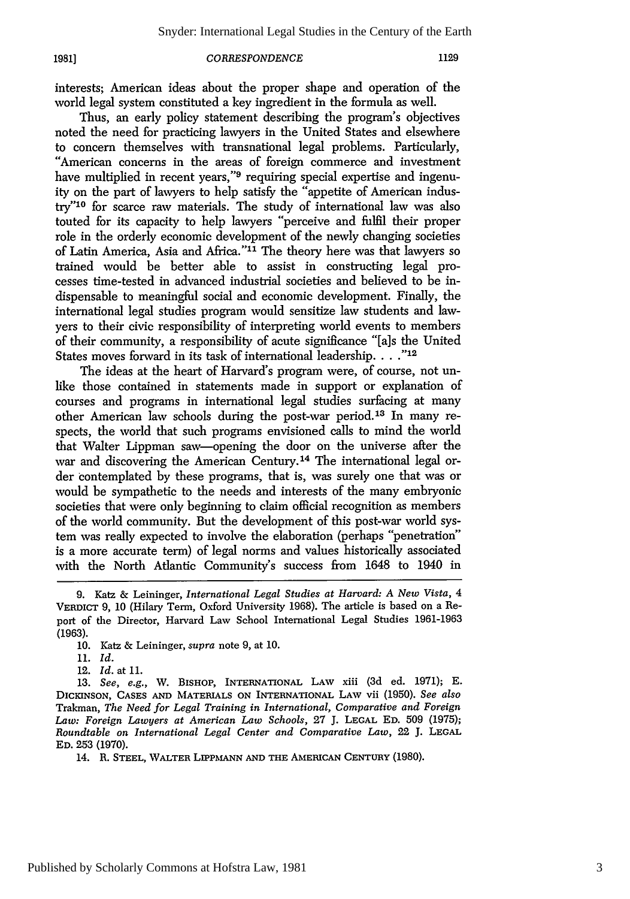interests; American ideas about the proper shape and operation of the world legal system constituted a key ingredient in the formula as well.

Thus, an early policy statement describing the program's objectives noted the need for practicing lawyers in the United States and elsewhere to concern themselves with transnational legal problems. Particularly, "American concerns in the areas of foreign commerce and investment have multiplied in recent years,"[9] requiring special expertise and ingenuity on the part of lawyers to help satisfy the "appetite of American industry"[10] for scarce raw materials. The study of international law was also touted for its capacity to help lawyers "perceive and fulfil their proper role in the orderly economic development of the newly changing societies of Latin America, Asia and Africa."[11] The theory here was that lawyers so trained would be better able to assist in constructing legal processes time-tested in advanced industrial societies and believed to be indispensable to meaningful social and economic development. Finally, the international legal studies program would sensitize law students and lawyers to their civic responsibility of interpreting world events to members of their community, a responsibility of acute significance "[a]s the United States moves forward in its task of international leadership. . . ."[12]

The ideas at the heart of Harvard's program were, of course, not unlike those contained in statements made in support or explanation of courses and programs in international legal studies surfacing at many other American law schools during the post-war period.[13] In many respects, the world that such programs envisioned calls to mind the world that Walter Lippman saw—opening the door on the universe after the war and discovering the American Century.[14] The international legal order contemplated by these programs, that is, was surely one that was or would be sympathetic to the needs and interests of the many embryonic societies that were only beginning to claim official recognition as members of the world community. But the development of this post-war world system was really expected to involve the elaboration (perhaps "penetration" is a more accurate term) of legal norms and values historically associated with the North Atlantic Community's success from 1648 to 1940 in

---

9. Katz & Leininger, *International Legal Studies at Harvard: A New Vista*, 4 VERDICT 9, 10 (Hilary Term, Oxford University 1968). The article is based on a Report of the Director, Harvard Law School International Legal Studies 1961-1963 (1963).

10. Katz & Leininger, *supra* note 9, at 10.

11. *Id.*

12. *Id.* at 11.

13. *See, e.g.*, W. BISHOP, INTERNATIONAL LAW xiii (3d ed. 1971); E. DICKINSON, CASES AND MATERIALS ON INTERNATIONAL LAW vii (1950). *See also* Trakman, *The Need for Legal Training in International, Comparative and Foreign Law: Foreign Lawyers at American Law Schools*, 27 J. LEGAL ED. 509 (1975); *Roundtable on International Legal Center and Comparative Law*, 22 J. LEGAL ED. 253 (1970).

14. R. STEEL, WALTER LIPPMANN AND THE AMERICAN CENTURY (1980).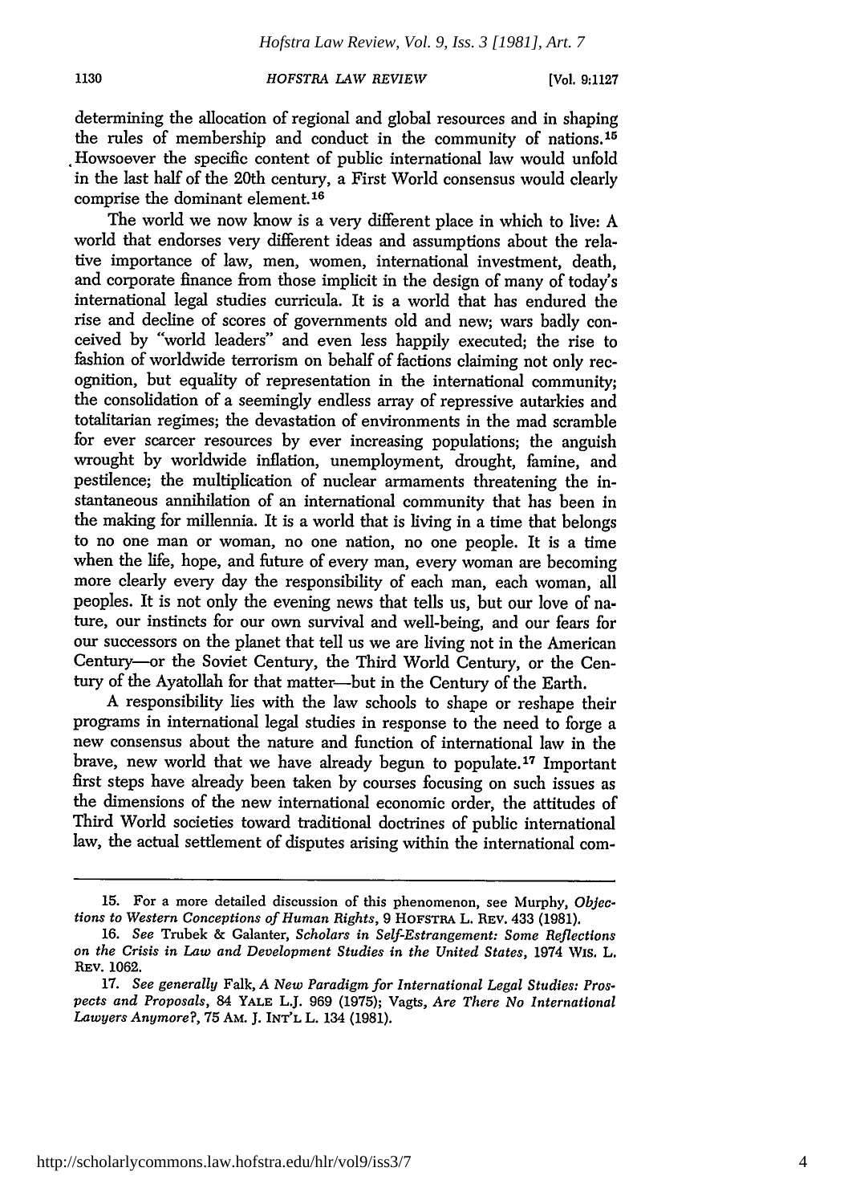determining the allocation of regional and global resources and in shaping the rules of membership and conduct in the community of nations.[15] Howsoever the specific content of public international law would unfold in the last half of the 20th century, a First World consensus would clearly comprise the dominant element.[16]

The world we now know is a very different place in which to live: A world that endorses very different ideas and assumptions about the relative importance of law, men, women, international investment, death, and corporate finance from those implicit in the design of many of today's international legal studies curricula. It is a world that has endured the rise and decline of scores of governments old and new; wars badly conceived by "world leaders" and even less happily executed; the rise to fashion of worldwide terrorism on behalf of factions claiming not only recognition, but equality of representation in the international community; the consolidation of a seemingly endless array of repressive autarkies and totalitarian regimes; the devastation of environments in the mad scramble for ever scarcer resources by ever increasing populations; the anguish wrought by worldwide inflation, unemployment, drought, famine, and pestilence; the multiplication of nuclear armaments threatening the instantaneous annihilation of an international community that has been in the making for millennia. It is a world that is living in a time that belongs to no one man or woman, no one nation, no one people. It is a time when the life, hope, and future of every man, every woman are becoming more clearly every day the responsibility of each man, each woman, all peoples. It is not only the evening news that tells us, but our love of nature, our instincts for our own survival and well-being, and our fears for our successors on the planet that tell us we are living not in the American Century—or the Soviet Century, the Third World Century, or the Century of the Ayatollah for that matter—but in the Century of the Earth.

A responsibility lies with the law schools to shape or reshape their programs in international legal studies in response to the need to forge a new consensus about the nature and function of international law in the brave, new world that we have already begun to populate.[17] Important first steps have already been taken by courses focusing on such issues as the dimensions of the new international economic order, the attitudes of Third World societies toward traditional doctrines of public international law, the actual settlement of disputes arising within the international com-

---

15. For a more detailed discussion of this phenomenon, see Murphy, *Objections to Western Conceptions of Human Rights*, 9 HOFSTRA L. REV. 433 (1981).

16. *See* Trubek & Galanter, *Scholars in Self-Estrangement: Some Reflections on the Crisis in Law and Development Studies in the United States*, 1974 WIS. L. REV. 1062.

17. *See generally* Falk, *A New Paradigm for International Legal Studies: Prospects and Proposals*, 84 YALE L.J. 969 (1975); Vagts, *Are There No International Lawyers Anymore?*, 75 AM. J. INT'L L. 134 (1981).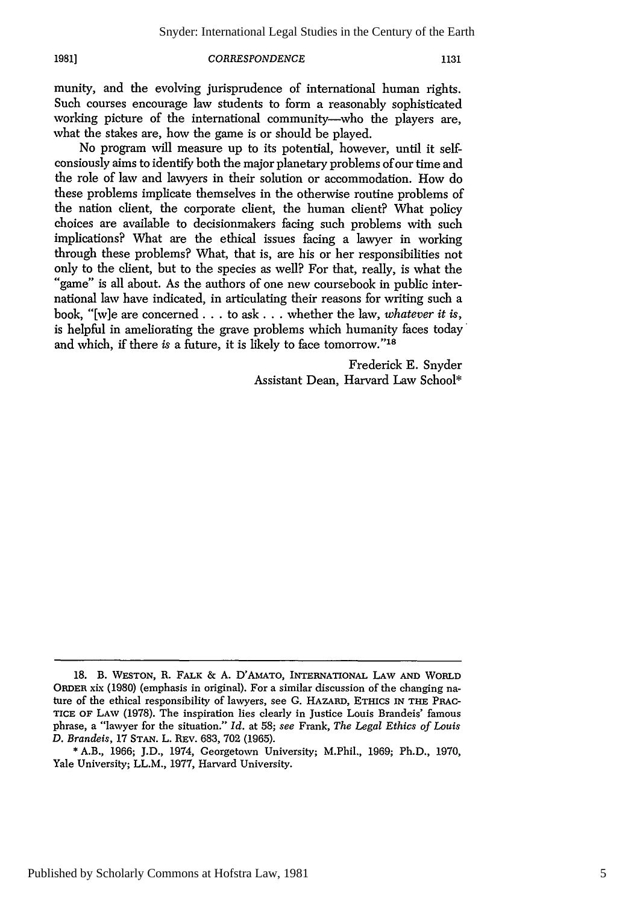munity, and the evolving jurisprudence of international human rights. Such courses encourage law students to form a reasonably sophisticated working picture of the international community—who the players are, what the stakes are, how the game is or should be played.

No program will measure up to its potential, however, until it self-consiously aims to identify both the major planetary problems of our time and the role of law and lawyers in their solution or accommodation. How do these problems implicate themselves in the otherwise routine problems of the nation client, the corporate client, the human client? What policy choices are available to decisionmakers facing such problems with such implications? What are the ethical issues facing a lawyer in working through these problems? What, that is, are his or her responsibilities not only to the client, but to the species as well? For that, really, is what the "game" is all about. As the authors of one new coursebook in public international law have indicated, in articulating their reasons for writing such a book, "[w]e are concerned . . . to ask . . . whether the law, *whatever it is*, is helpful in ameliorating the grave problems which humanity faces today and which, if there *is* a future, it is likely to face tomorrow."[18]

Frederick E. Snyder
Assistant Dean, Harvard Law School*

---

18. B. WESTON, R. FALK & A. D'AMATO, INTERNATIONAL LAW AND WORLD ORDER xix (1980) (emphasis in original). For a similar discussion of the changing nature of the ethical responsibility of lawyers, see G. HAZARD, ETHICS IN THE PRACTICE OF LAW (1978). The inspiration lies clearly in Justice Louis Brandeis' famous phrase, a "lawyer for the situation." *Id.* at 58; *see* Frank, *The Legal Ethics of Louis D. Brandeis*, 17 STAN. L. REV. 683, 702 (1965).

* A.B., 1966; J.D., 1974, Georgetown University; M.Phil., 1969; Ph.D., 1970, Yale University; LL.M., 1977, Harvard University.